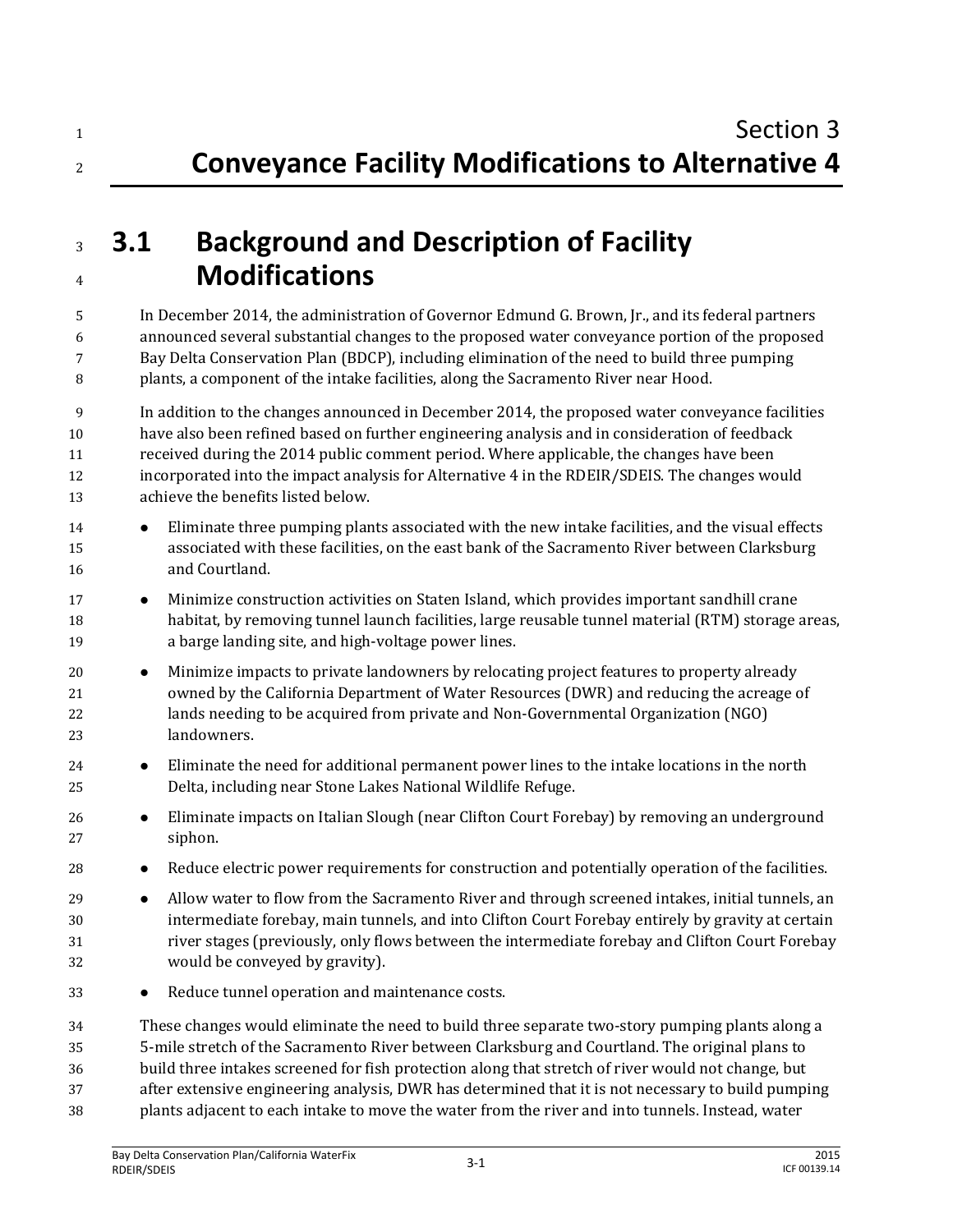# Section 3
# Conveyance Facility Modifications to Alternative 4

## 3.1 Background and Description of Facility Modifications

In December 2014, the administration of Governor Edmund G. Brown, Jr., and its federal partners announced several substantial changes to the proposed water conveyance portion of the proposed Bay Delta Conservation Plan (BDCP), including elimination of the need to build three pumping plants, a component of the intake facilities, along the Sacramento River near Hood.

In addition to the changes announced in December 2014, the proposed water conveyance facilities have also been refined based on further engineering analysis and in consideration of feedback received during the 2014 public comment period. Where applicable, the changes have been incorporated into the impact analysis for Alternative 4 in the RDEIR/SDEIS. The changes would achieve the benefits listed below.

- Eliminate three pumping plants associated with the new intake facilities, and the visual effects associated with these facilities, on the east bank of the Sacramento River between Clarksburg and Courtland.
- Minimize construction activities on Staten Island, which provides important sandhill crane habitat, by removing tunnel launch facilities, large reusable tunnel material (RTM) storage areas, a barge landing site, and high-voltage power lines.
- Minimize impacts to private landowners by relocating project features to property already owned by the California Department of Water Resources (DWR) and reducing the acreage of lands needing to be acquired from private and Non-Governmental Organization (NGO) landowners.
- Eliminate the need for additional permanent power lines to the intake locations in the north Delta, including near Stone Lakes National Wildlife Refuge.
- Eliminate impacts on Italian Slough (near Clifton Court Forebay) by removing an underground siphon.
- Reduce electric power requirements for construction and potentially operation of the facilities.
- Allow water to flow from the Sacramento River and through screened intakes, initial tunnels, an intermediate forebay, main tunnels, and into Clifton Court Forebay entirely by gravity at certain river stages (previously, only flows between the intermediate forebay and Clifton Court Forebay would be conveyed by gravity).
- Reduce tunnel operation and maintenance costs.

These changes would eliminate the need to build three separate two-story pumping plants along a 5-mile stretch of the Sacramento River between Clarksburg and Courtland. The original plans to build three intakes screened for fish protection along that stretch of river would not change, but after extensive engineering analysis, DWR has determined that it is not necessary to build pumping plants adjacent to each intake to move the water from the river and into tunnels. Instead, water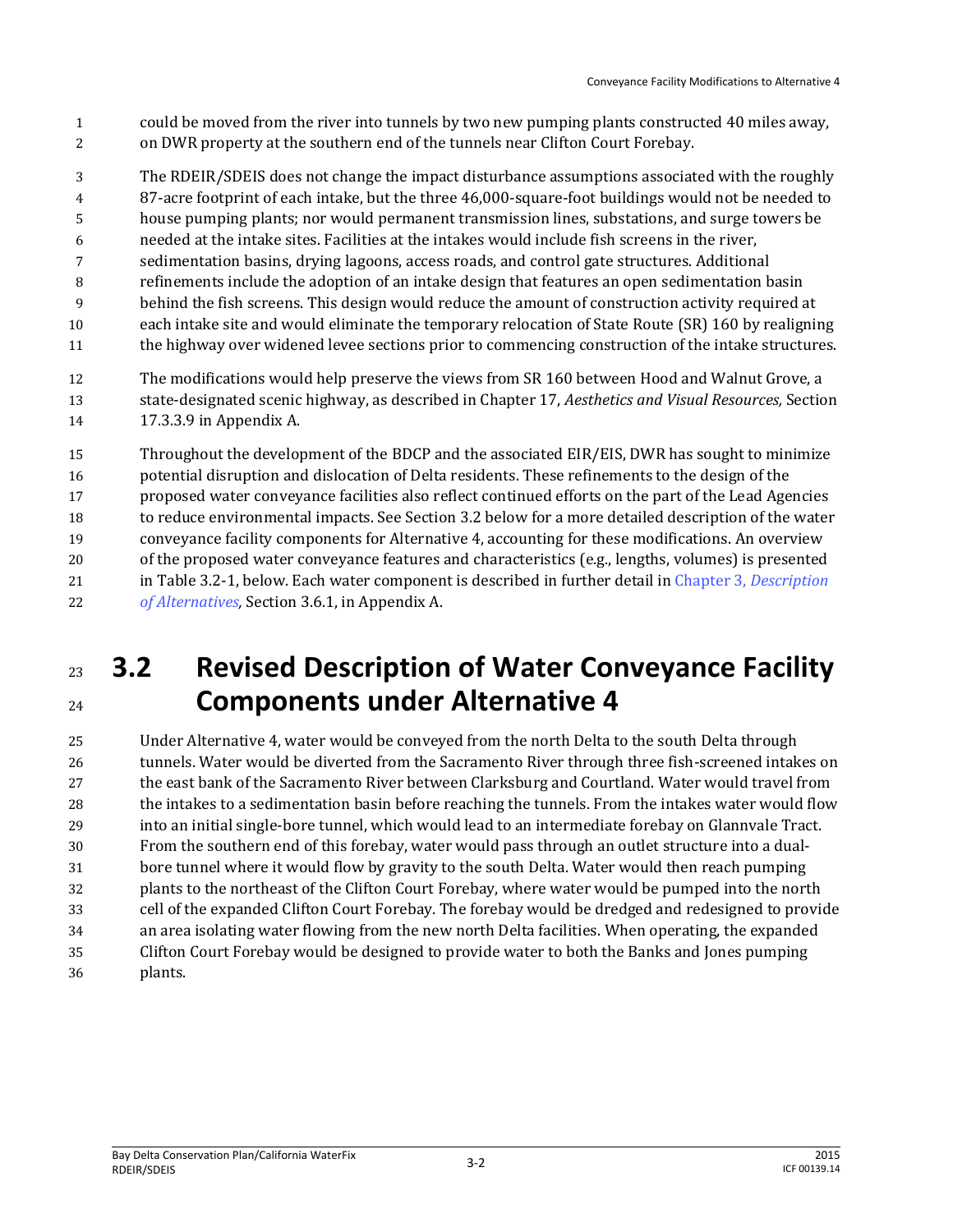could be moved from the river into tunnels by two new pumping plants constructed 40 miles away, on DWR property at the southern end of the tunnels near Clifton Court Forebay.

The RDEIR/SDEIS does not change the impact disturbance assumptions associated with the roughly 87-acre footprint of each intake, but the three 46,000-square-foot buildings would not be needed to house pumping plants; nor would permanent transmission lines, substations, and surge towers be needed at the intake sites. Facilities at the intakes would include fish screens in the river, sedimentation basins, drying lagoons, access roads, and control gate structures. Additional refinements include the adoption of an intake design that features an open sedimentation basin behind the fish screens. This design would reduce the amount of construction activity required at each intake site and would eliminate the temporary relocation of State Route (SR) 160 by realigning the highway over widened levee sections prior to commencing construction of the intake structures.

The modifications would help preserve the views from SR 160 between Hood and Walnut Grove, a state-designated scenic highway, as described in Chapter 17, *Aesthetics and Visual Resources,* Section 17.3.3.9 in Appendix A.

Throughout the development of the BDCP and the associated EIR/EIS, DWR has sought to minimize potential disruption and dislocation of Delta residents. These refinements to the design of the proposed water conveyance facilities also reflect continued efforts on the part of the Lead Agencies to reduce environmental impacts. See Section 3.2 below for a more detailed description of the water conveyance facility components for Alternative 4, accounting for these modifications. An overview of the proposed water conveyance features and characteristics (e.g., lengths, volumes) is presented in Table 3.2-1, below. Each water component is described in further detail in Chapter 3, *Description of Alternatives,* Section 3.6.1, in Appendix A.

# 3.2 Revised Description of Water Conveyance Facility Components under Alternative 4

Under Alternative 4, water would be conveyed from the north Delta to the south Delta through tunnels. Water would be diverted from the Sacramento River through three fish-screened intakes on the east bank of the Sacramento River between Clarksburg and Courtland. Water would travel from the intakes to a sedimentation basin before reaching the tunnels. From the intakes water would flow into an initial single-bore tunnel, which would lead to an intermediate forebay on Glannvale Tract. From the southern end of this forebay, water would pass through an outlet structure into a dual-bore tunnel where it would flow by gravity to the south Delta. Water would then reach pumping plants to the northeast of the Clifton Court Forebay, where water would be pumped into the north cell of the expanded Clifton Court Forebay. The forebay would be dredged and redesigned to provide an area isolating water flowing from the new north Delta facilities. When operating, the expanded Clifton Court Forebay would be designed to provide water to both the Banks and Jones pumping plants.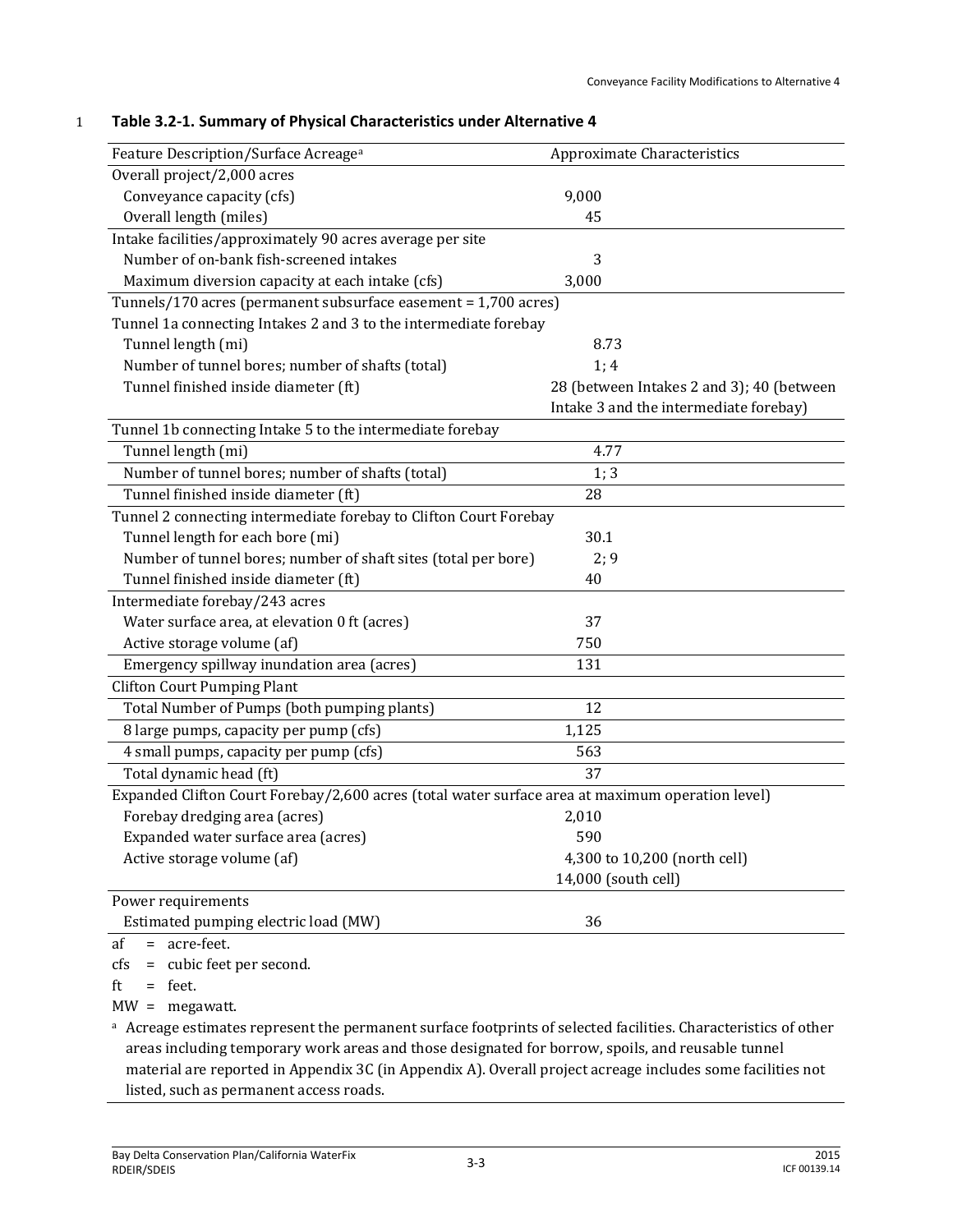**Table 3.2-1. Summary of Physical Characteristics under Alternative 4**

| Feature Description/Surface Acreage[a] | Approximate Characteristics |
|---|---|
| Overall project/2,000 acres | |
| Conveyance capacity (cfs) | 9,000 |
| Overall length (miles) | 45 |
| Intake facilities/approximately 90 acres average per site | |
| Number of on-bank fish-screened intakes | 3 |
| Maximum diversion capacity at each intake (cfs) | 3,000 |
| Tunnels/170 acres (permanent subsurface easement = 1,700 acres) | |
| Tunnel 1a connecting Intakes 2 and 3 to the intermediate forebay | |
| Tunnel length (mi) | 8.73 |
| Number of tunnel bores; number of shafts (total) | 1; 4 |
| Tunnel finished inside diameter (ft) | 28 (between Intakes 2 and 3); 40 (between Intake 3 and the intermediate forebay) |
| Tunnel 1b connecting Intake 5 to the intermediate forebay | |
| Tunnel length (mi) | 4.77 |
| Number of tunnel bores; number of shafts (total) | 1; 3 |
| Tunnel finished inside diameter (ft) | 28 |
| Tunnel 2 connecting intermediate forebay to Clifton Court Forebay | |
| Tunnel length for each bore (mi) | 30.1 |
| Number of tunnel bores; number of shaft sites (total per bore) | 2; 9 |
| Tunnel finished inside diameter (ft) | 40 |
| Intermediate forebay/243 acres | |
| Water surface area, at elevation 0 ft (acres) | 37 |
| Active storage volume (af) | 750 |
| Emergency spillway inundation area (acres) | 131 |
| Clifton Court Pumping Plant | |
| Total Number of Pumps (both pumping plants) | 12 |
| 8 large pumps, capacity per pump (cfs) | 1,125 |
| 4 small pumps, capacity per pump (cfs) | 563 |
| Total dynamic head (ft) | 37 |
| Expanded Clifton Court Forebay/2,600 acres (total water surface area at maximum operation level) | |
| Forebay dredging area (acres) | 2,010 |
| Expanded water surface area (acres) | 590 |
| Active storage volume (af) | 4,300 to 10,200 (north cell)<br>14,000 (south cell) |
| Power requirements | |
| Estimated pumping electric load (MW) | 36 |

af = acre-feet.

cfs = cubic feet per second.

ft = feet.

MW = megawatt.

[a] Acreage estimates represent the permanent surface footprints of selected facilities. Characteristics of other areas including temporary work areas and those designated for borrow, spoils, and reusable tunnel material are reported in Appendix 3C (in Appendix A). Overall project acreage includes some facilities not listed, such as permanent access roads.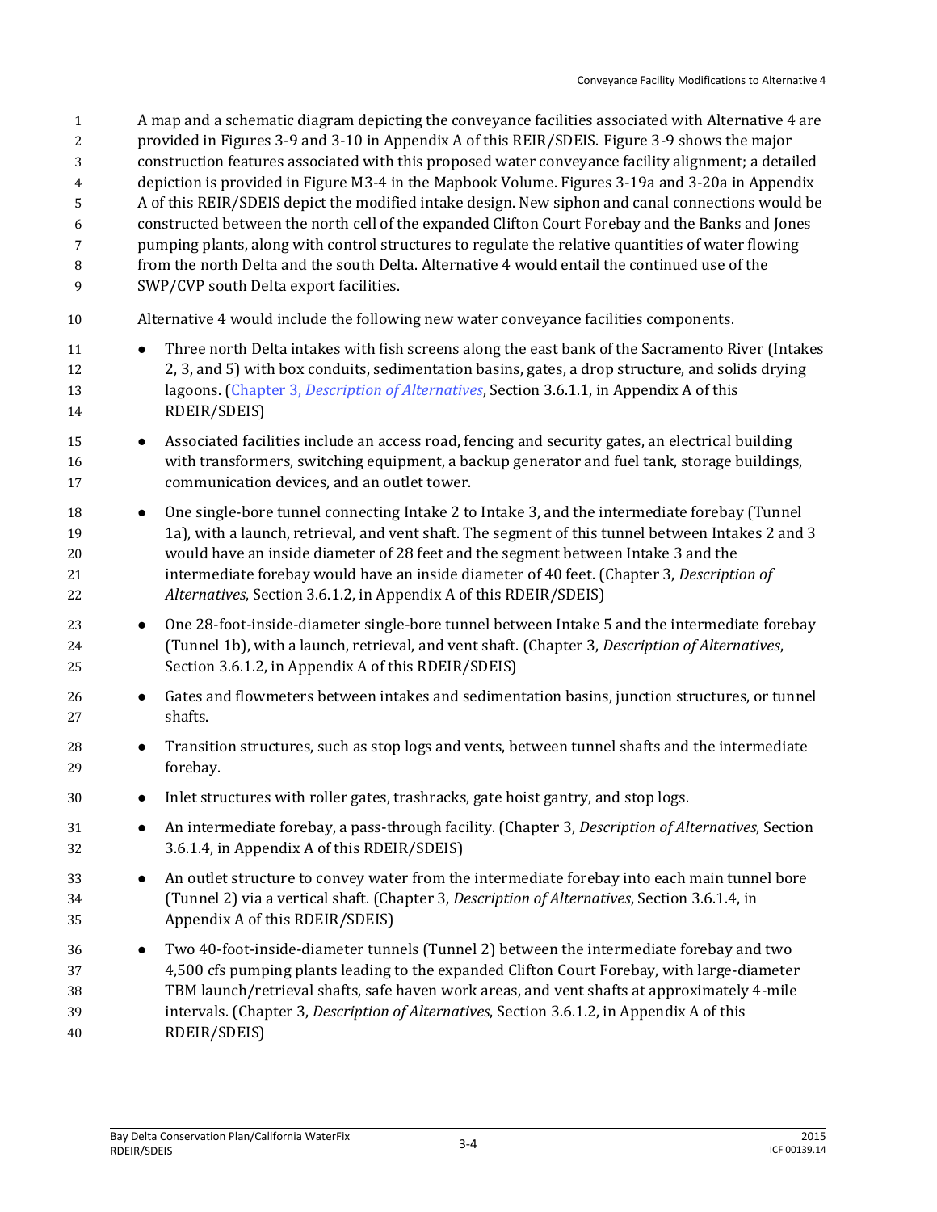A map and a schematic diagram depicting the conveyance facilities associated with Alternative 4 are provided in Figures 3-9 and 3-10 in Appendix A of this REIR/SDEIS. Figure 3-9 shows the major construction features associated with this proposed water conveyance facility alignment; a detailed depiction is provided in Figure M3-4 in the Mapbook Volume. Figures 3-19a and 3-20a in Appendix A of this REIR/SDEIS depict the modified intake design. New siphon and canal connections would be constructed between the north cell of the expanded Clifton Court Forebay and the Banks and Jones pumping plants, along with control structures to regulate the relative quantities of water flowing from the north Delta and the south Delta. Alternative 4 would entail the continued use of the SWP/CVP south Delta export facilities.

Alternative 4 would include the following new water conveyance facilities components.

- Three north Delta intakes with fish screens along the east bank of the Sacramento River (Intakes 2, 3, and 5) with box conduits, sedimentation basins, gates, a drop structure, and solids drying lagoons. (Chapter 3, *Description of Alternatives*, Section 3.6.1.1, in Appendix A of this RDEIR/SDEIS)
- Associated facilities include an access road, fencing and security gates, an electrical building with transformers, switching equipment, a backup generator and fuel tank, storage buildings, communication devices, and an outlet tower.
- One single-bore tunnel connecting Intake 2 to Intake 3, and the intermediate forebay (Tunnel 1a), with a launch, retrieval, and vent shaft. The segment of this tunnel between Intakes 2 and 3 would have an inside diameter of 28 feet and the segment between Intake 3 and the intermediate forebay would have an inside diameter of 40 feet. (Chapter 3, *Description of Alternatives*, Section 3.6.1.2, in Appendix A of this RDEIR/SDEIS)
- One 28-foot-inside-diameter single-bore tunnel between Intake 5 and the intermediate forebay (Tunnel 1b), with a launch, retrieval, and vent shaft. (Chapter 3, *Description of Alternatives*, Section 3.6.1.2, in Appendix A of this RDEIR/SDEIS)
- Gates and flowmeters between intakes and sedimentation basins, junction structures, or tunnel shafts.
- Transition structures, such as stop logs and vents, between tunnel shafts and the intermediate forebay.
- Inlet structures with roller gates, trashracks, gate hoist gantry, and stop logs.
- An intermediate forebay, a pass-through facility. (Chapter 3, *Description of Alternatives*, Section 3.6.1.4, in Appendix A of this RDEIR/SDEIS)
- An outlet structure to convey water from the intermediate forebay into each main tunnel bore (Tunnel 2) via a vertical shaft. (Chapter 3, *Description of Alternatives*, Section 3.6.1.4, in Appendix A of this RDEIR/SDEIS)
- Two 40-foot-inside-diameter tunnels (Tunnel 2) between the intermediate forebay and two 4,500 cfs pumping plants leading to the expanded Clifton Court Forebay, with large-diameter TBM launch/retrieval shafts, safe haven work areas, and vent shafts at approximately 4-mile intervals. (Chapter 3, *Description of Alternatives*, Section 3.6.1.2, in Appendix A of this RDEIR/SDEIS)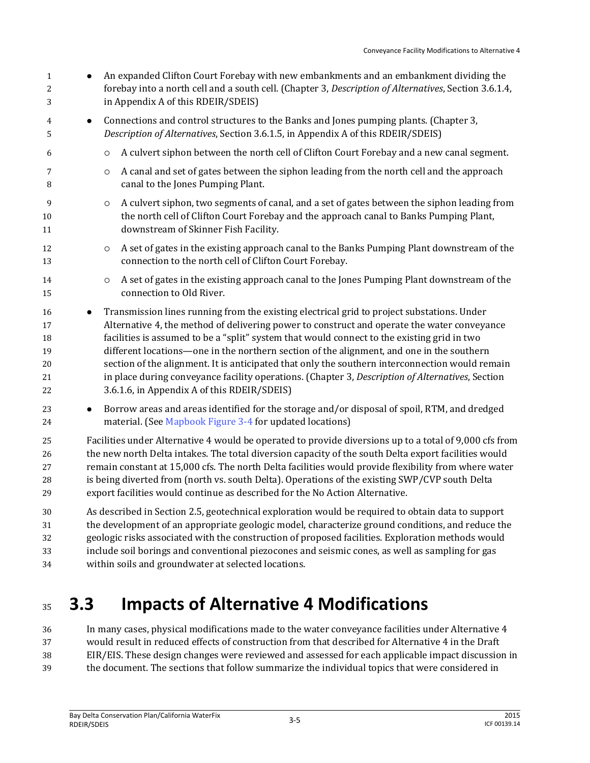- An expanded Clifton Court Forebay with new embankments and an embankment dividing the forebay into a north cell and a south cell. (Chapter 3, *Description of Alternatives*, Section 3.6.1.4, in Appendix A of this RDEIR/SDEIS)
- Connections and control structures to the Banks and Jones pumping plants. (Chapter 3, *Description of Alternatives*, Section 3.6.1.5, in Appendix A of this RDEIR/SDEIS)
  - A culvert siphon between the north cell of Clifton Court Forebay and a new canal segment.
  - A canal and set of gates between the siphon leading from the north cell and the approach canal to the Jones Pumping Plant.
  - A culvert siphon, two segments of canal, and a set of gates between the siphon leading from the north cell of Clifton Court Forebay and the approach canal to Banks Pumping Plant, downstream of Skinner Fish Facility.
  - A set of gates in the existing approach canal to the Banks Pumping Plant downstream of the connection to the north cell of Clifton Court Forebay.
  - A set of gates in the existing approach canal to the Jones Pumping Plant downstream of the connection to Old River.
- Transmission lines running from the existing electrical grid to project substations. Under Alternative 4, the method of delivering power to construct and operate the water conveyance facilities is assumed to be a "split" system that would connect to the existing grid in two different locations—one in the northern section of the alignment, and one in the southern section of the alignment. It is anticipated that only the southern interconnection would remain in place during conveyance facility operations. (Chapter 3, *Description of Alternatives*, Section 3.6.1.6, in Appendix A of this RDEIR/SDEIS)
- Borrow areas and areas identified for the storage and/or disposal of spoil, RTM, and dredged material. (See Mapbook Figure 3-4 for updated locations)

Facilities under Alternative 4 would be operated to provide diversions up to a total of 9,000 cfs from the new north Delta intakes. The total diversion capacity of the south Delta export facilities would remain constant at 15,000 cfs. The north Delta facilities would provide flexibility from where water is being diverted from (north vs. south Delta). Operations of the existing SWP/CVP south Delta export facilities would continue as described for the No Action Alternative.

As described in Section 2.5, geotechnical exploration would be required to obtain data to support the development of an appropriate geologic model, characterize ground conditions, and reduce the geologic risks associated with the construction of proposed facilities. Exploration methods would include soil borings and conventional piezocones and seismic cones, as well as sampling for gas within soils and groundwater at selected locations.

## 3.3 Impacts of Alternative 4 Modifications

In many cases, physical modifications made to the water conveyance facilities under Alternative 4 would result in reduced effects of construction from that described for Alternative 4 in the Draft EIR/EIS. These design changes were reviewed and assessed for each applicable impact discussion in the document. The sections that follow summarize the individual topics that were considered in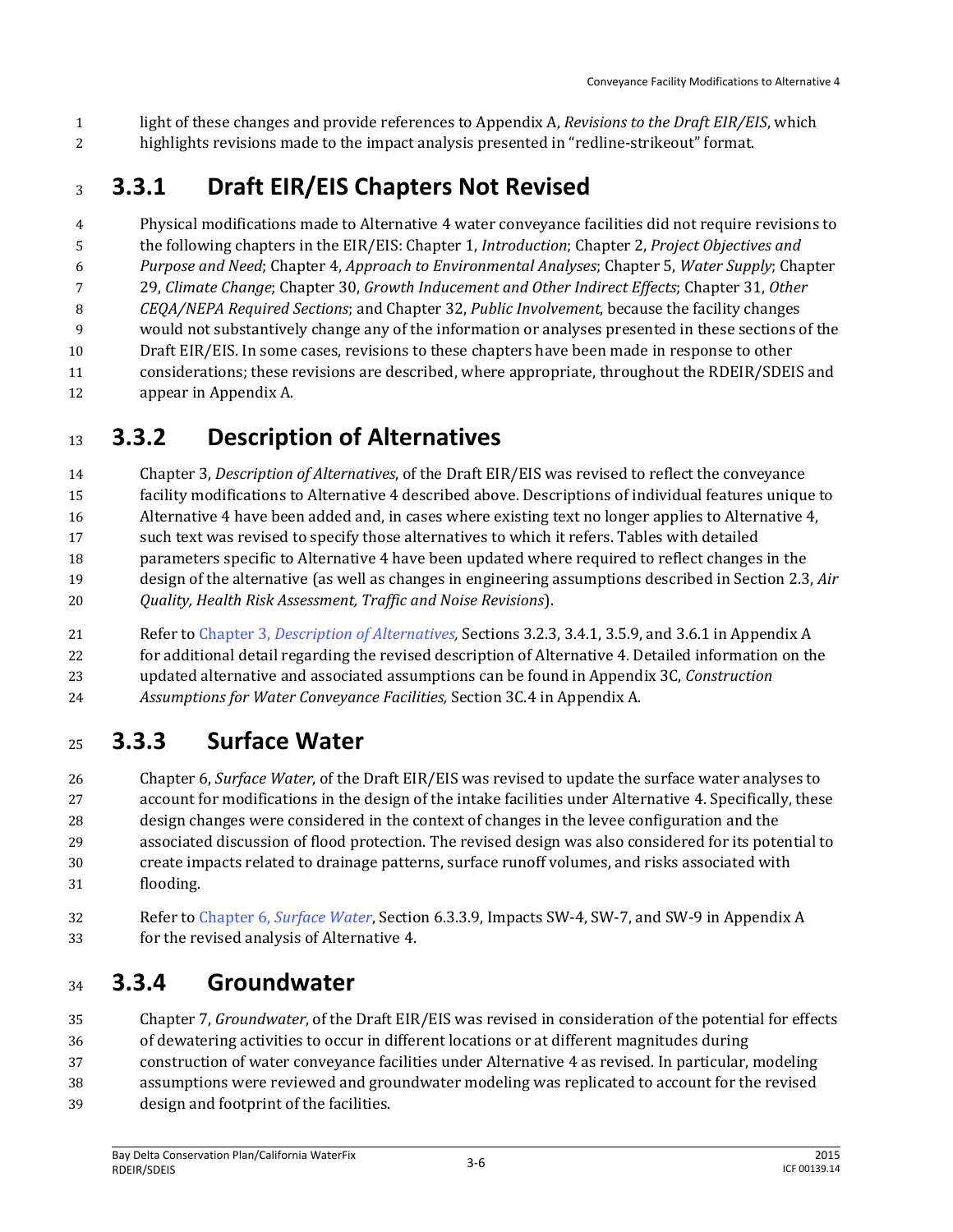light of these changes and provide references to Appendix A, *Revisions to the Draft EIR/EIS*, which highlights revisions made to the impact analysis presented in "redline-strikeout" format.

## 3.3.1 Draft EIR/EIS Chapters Not Revised

Physical modifications made to Alternative 4 water conveyance facilities did not require revisions to the following chapters in the EIR/EIS: Chapter 1, *Introduction*; Chapter 2, *Project Objectives and Purpose and Need*; Chapter 4, *Approach to Environmental Analyses*; Chapter 5, *Water Supply*; Chapter 29, *Climate Change*; Chapter 30, *Growth Inducement and Other Indirect Effects*; Chapter 31, *Other CEQA/NEPA Required Sections*; and Chapter 32, *Public Involvement*, because the facility changes would not substantively change any of the information or analyses presented in these sections of the Draft EIR/EIS. In some cases, revisions to these chapters have been made in response to other considerations; these revisions are described, where appropriate, throughout the RDEIR/SDEIS and appear in Appendix A.

## 3.3.2 Description of Alternatives

Chapter 3, *Description of Alternatives*, of the Draft EIR/EIS was revised to reflect the conveyance facility modifications to Alternative 4 described above. Descriptions of individual features unique to Alternative 4 have been added and, in cases where existing text no longer applies to Alternative 4, such text was revised to specify those alternatives to which it refers. Tables with detailed parameters specific to Alternative 4 have been updated where required to reflect changes in the design of the alternative (as well as changes in engineering assumptions described in Section 2.3, *Air Quality, Health Risk Assessment, Traffic and Noise Revisions*).

Refer to Chapter 3, *Description of Alternatives,* Sections 3.2.3, 3.4.1, 3.5.9, and 3.6.1 in Appendix A for additional detail regarding the revised description of Alternative 4. Detailed information on the updated alternative and associated assumptions can be found in Appendix 3C, *Construction Assumptions for Water Conveyance Facilities,* Section 3C.4 in Appendix A.

## 3.3.3 Surface Water

Chapter 6, *Surface Water*, of the Draft EIR/EIS was revised to update the surface water analyses to account for modifications in the design of the intake facilities under Alternative 4. Specifically, these design changes were considered in the context of changes in the levee configuration and the associated discussion of flood protection. The revised design was also considered for its potential to create impacts related to drainage patterns, surface runoff volumes, and risks associated with flooding.

Refer to Chapter 6, *Surface Water*, Section 6.3.3.9, Impacts SW-4, SW-7, and SW-9 in Appendix A for the revised analysis of Alternative 4.

## 3.3.4 Groundwater

Chapter 7, *Groundwater*, of the Draft EIR/EIS was revised in consideration of the potential for effects of dewatering activities to occur in different locations or at different magnitudes during construction of water conveyance facilities under Alternative 4 as revised. In particular, modeling assumptions were reviewed and groundwater modeling was replicated to account for the revised design and footprint of the facilities.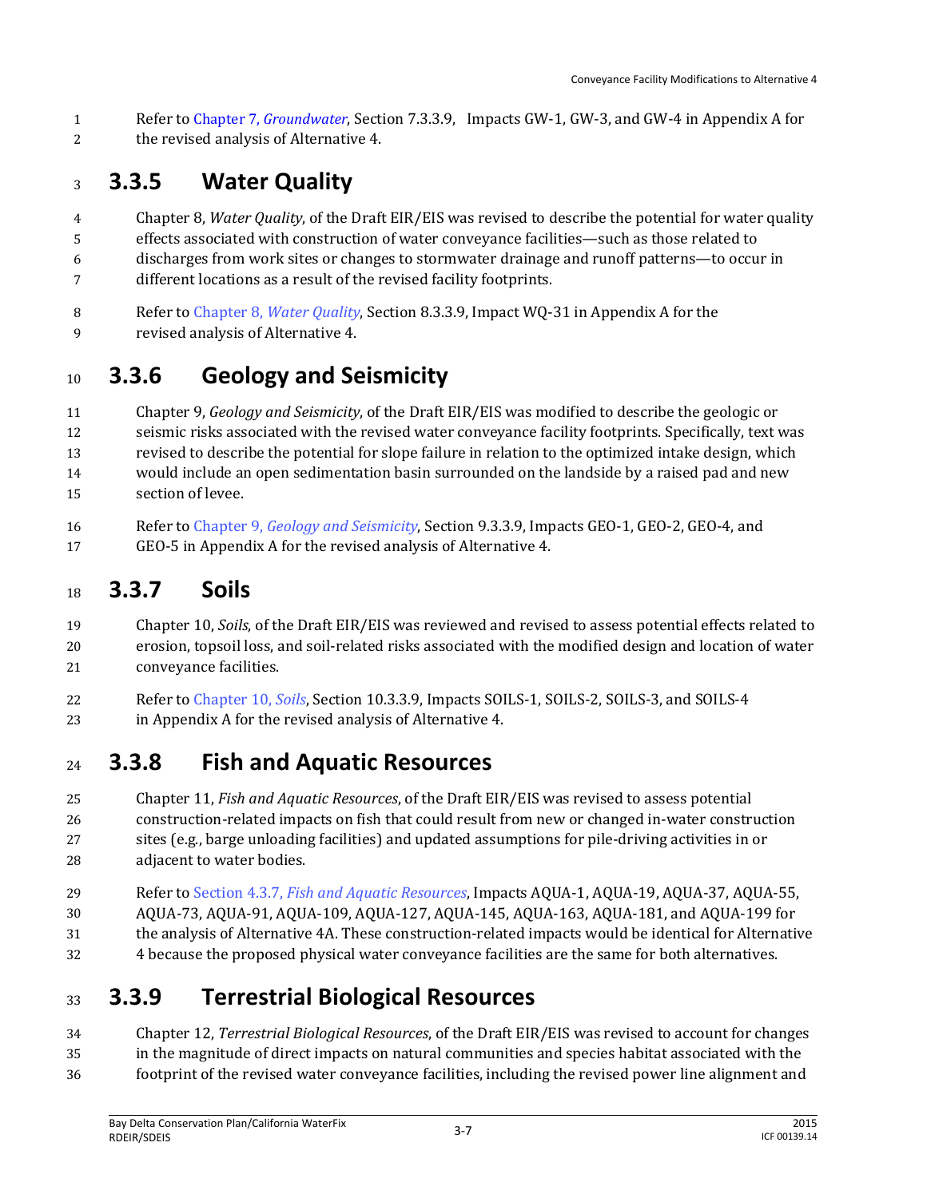Refer to Chapter 7, *Groundwater*, Section 7.3.3.9, Impacts GW-1, GW-3, and GW-4 in Appendix A for the revised analysis of Alternative 4.

## 3.3.5 Water Quality

Chapter 8, *Water Quality*, of the Draft EIR/EIS was revised to describe the potential for water quality effects associated with construction of water conveyance facilities—such as those related to discharges from work sites or changes to stormwater drainage and runoff patterns—to occur in different locations as a result of the revised facility footprints.

Refer to Chapter 8, *Water Quality*, Section 8.3.3.9, Impact WQ-31 in Appendix A for the revised analysis of Alternative 4.

## 3.3.6 Geology and Seismicity

Chapter 9, *Geology and Seismicity*, of the Draft EIR/EIS was modified to describe the geologic or seismic risks associated with the revised water conveyance facility footprints. Specifically, text was revised to describe the potential for slope failure in relation to the optimized intake design, which would include an open sedimentation basin surrounded on the landside by a raised pad and new section of levee.

Refer to Chapter 9, *Geology and Seismicity*, Section 9.3.3.9, Impacts GEO-1, GEO-2, GEO-4, and GEO-5 in Appendix A for the revised analysis of Alternative 4.

## 3.3.7 Soils

Chapter 10, *Soils*, of the Draft EIR/EIS was reviewed and revised to assess potential effects related to erosion, topsoil loss, and soil-related risks associated with the modified design and location of water conveyance facilities.

Refer to Chapter 10, *Soils*, Section 10.3.3.9, Impacts SOILS-1, SOILS-2, SOILS-3, and SOILS-4 in Appendix A for the revised analysis of Alternative 4.

## 3.3.8 Fish and Aquatic Resources

Chapter 11, *Fish and Aquatic Resources*, of the Draft EIR/EIS was revised to assess potential construction-related impacts on fish that could result from new or changed in-water construction sites (e.g., barge unloading facilities) and updated assumptions for pile-driving activities in or adjacent to water bodies.

Refer to Section 4.3.7, *Fish and Aquatic Resources*, Impacts AQUA-1, AQUA-19, AQUA-37, AQUA-55, AQUA-73, AQUA-91, AQUA-109, AQUA-127, AQUA-145, AQUA-163, AQUA-181, and AQUA-199 for the analysis of Alternative 4A. These construction-related impacts would be identical for Alternative 4 because the proposed physical water conveyance facilities are the same for both alternatives.

## 3.3.9 Terrestrial Biological Resources

Chapter 12, *Terrestrial Biological Resources*, of the Draft EIR/EIS was revised to account for changes in the magnitude of direct impacts on natural communities and species habitat associated with the footprint of the revised water conveyance facilities, including the revised power line alignment and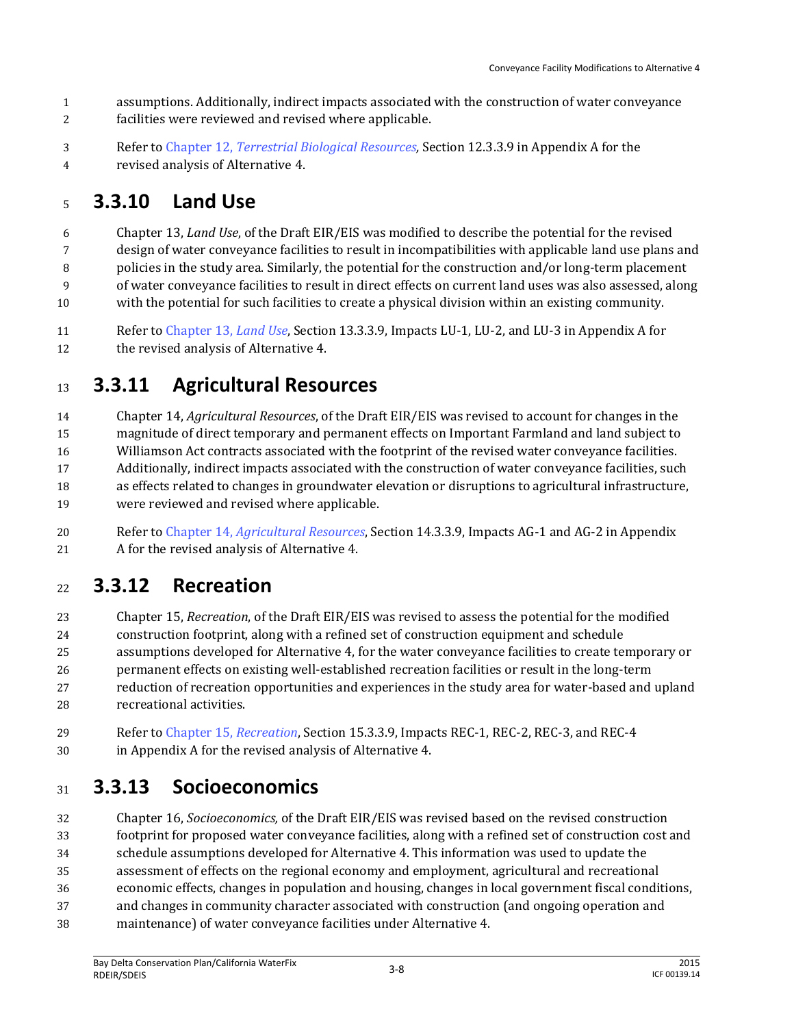assumptions. Additionally, indirect impacts associated with the construction of water conveyance facilities were reviewed and revised where applicable.

Refer to Chapter 12, *Terrestrial Biological Resources,* Section 12.3.3.9 in Appendix A for the revised analysis of Alternative 4.

## 3.3.10 Land Use

Chapter 13, *Land Use*, of the Draft EIR/EIS was modified to describe the potential for the revised design of water conveyance facilities to result in incompatibilities with applicable land use plans and policies in the study area. Similarly, the potential for the construction and/or long-term placement of water conveyance facilities to result in direct effects on current land uses was also assessed, along with the potential for such facilities to create a physical division within an existing community.

Refer to Chapter 13, *Land Use*, Section 13.3.3.9, Impacts LU-1, LU-2, and LU-3 in Appendix A for the revised analysis of Alternative 4.

## 3.3.11 Agricultural Resources

Chapter 14, *Agricultural Resources*, of the Draft EIR/EIS was revised to account for changes in the magnitude of direct temporary and permanent effects on Important Farmland and land subject to Williamson Act contracts associated with the footprint of the revised water conveyance facilities. Additionally, indirect impacts associated with the construction of water conveyance facilities, such as effects related to changes in groundwater elevation or disruptions to agricultural infrastructure, were reviewed and revised where applicable.

Refer to Chapter 14, *Agricultural Resources*, Section 14.3.3.9, Impacts AG-1 and AG-2 in Appendix A for the revised analysis of Alternative 4.

## 3.3.12 Recreation

Chapter 15, *Recreation*, of the Draft EIR/EIS was revised to assess the potential for the modified construction footprint, along with a refined set of construction equipment and schedule assumptions developed for Alternative 4, for the water conveyance facilities to create temporary or permanent effects on existing well-established recreation facilities or result in the long-term reduction of recreation opportunities and experiences in the study area for water-based and upland recreational activities.

Refer to Chapter 15, *Recreation*, Section 15.3.3.9, Impacts REC-1, REC-2, REC-3, and REC-4 in Appendix A for the revised analysis of Alternative 4.

## 3.3.13 Socioeconomics

Chapter 16, *Socioeconomics,* of the Draft EIR/EIS was revised based on the revised construction footprint for proposed water conveyance facilities, along with a refined set of construction cost and schedule assumptions developed for Alternative 4. This information was used to update the assessment of effects on the regional economy and employment, agricultural and recreational economic effects, changes in population and housing, changes in local government fiscal conditions, and changes in community character associated with construction (and ongoing operation and maintenance) of water conveyance facilities under Alternative 4.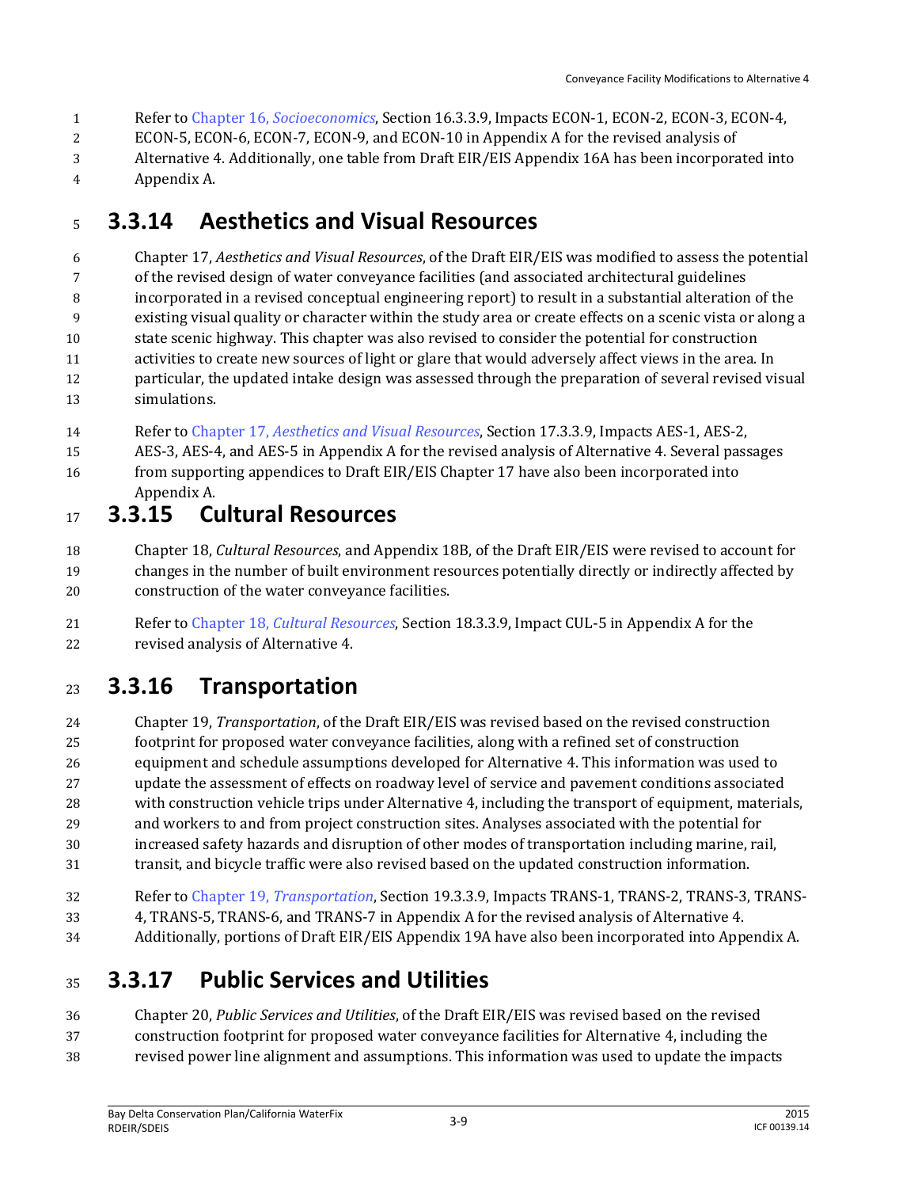Refer to Chapter 16, *Socioeconomics*, Section 16.3.3.9, Impacts ECON-1, ECON-2, ECON-3, ECON-4, ECON-5, ECON-6, ECON-7, ECON-9, and ECON-10 in Appendix A for the revised analysis of Alternative 4. Additionally, one table from Draft EIR/EIS Appendix 16A has been incorporated into Appendix A.

### 3.3.14 Aesthetics and Visual Resources

Chapter 17, *Aesthetics and Visual Resources*, of the Draft EIR/EIS was modified to assess the potential of the revised design of water conveyance facilities (and associated architectural guidelines incorporated in a revised conceptual engineering report) to result in a substantial alteration of the existing visual quality or character within the study area or create effects on a scenic vista or along a state scenic highway. This chapter was also revised to consider the potential for construction activities to create new sources of light or glare that would adversely affect views in the area. In particular, the updated intake design was assessed through the preparation of several revised visual simulations.

Refer to Chapter 17, *Aesthetics and Visual Resources*, Section 17.3.3.9, Impacts AES-1, AES-2, AES-3, AES-4, and AES-5 in Appendix A for the revised analysis of Alternative 4. Several passages from supporting appendices to Draft EIR/EIS Chapter 17 have also been incorporated into Appendix A.

### 3.3.15 Cultural Resources

Chapter 18, *Cultural Resources*, and Appendix 18B, of the Draft EIR/EIS were revised to account for changes in the number of built environment resources potentially directly or indirectly affected by construction of the water conveyance facilities.

Refer to Chapter 18, *Cultural Resources*, Section 18.3.3.9, Impact CUL-5 in Appendix A for the revised analysis of Alternative 4.

### 3.3.16 Transportation

Chapter 19, *Transportation*, of the Draft EIR/EIS was revised based on the revised construction footprint for proposed water conveyance facilities, along with a refined set of construction equipment and schedule assumptions developed for Alternative 4. This information was used to update the assessment of effects on roadway level of service and pavement conditions associated with construction vehicle trips under Alternative 4, including the transport of equipment, materials, and workers to and from project construction sites. Analyses associated with the potential for increased safety hazards and disruption of other modes of transportation including marine, rail, transit, and bicycle traffic were also revised based on the updated construction information.

Refer to Chapter 19, *Transportation*, Section 19.3.3.9, Impacts TRANS-1, TRANS-2, TRANS-3, TRANS-4, TRANS-5, TRANS-6, and TRANS-7 in Appendix A for the revised analysis of Alternative 4. Additionally, portions of Draft EIR/EIS Appendix 19A have also been incorporated into Appendix A.

### 3.3.17 Public Services and Utilities

Chapter 20, *Public Services and Utilities*, of the Draft EIR/EIS was revised based on the revised construction footprint for proposed water conveyance facilities for Alternative 4, including the revised power line alignment and assumptions. This information was used to update the impacts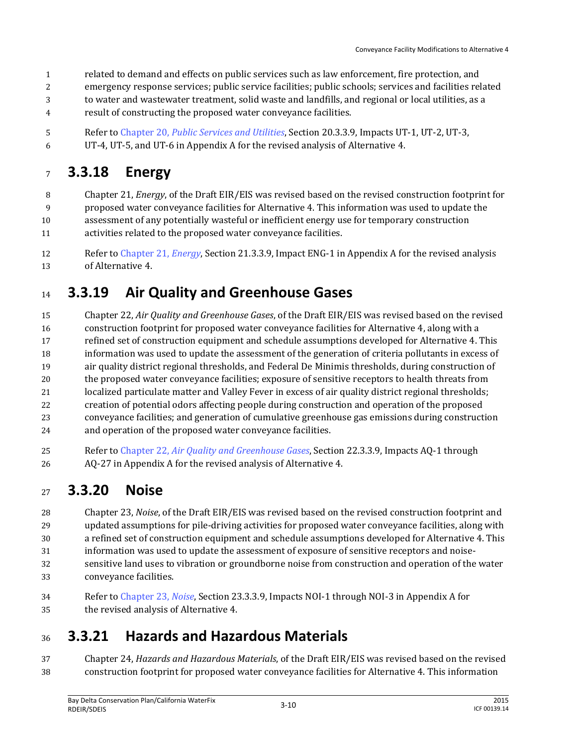related to demand and effects on public services such as law enforcement, fire protection, and emergency response services; public service facilities; public schools; services and facilities related to water and wastewater treatment, solid waste and landfills, and regional or local utilities, as a result of constructing the proposed water conveyance facilities.

Refer to Chapter 20, *Public Services and Utilities*, Section 20.3.3.9, Impacts UT-1, UT-2, UT-3, UT-4, UT-5, and UT-6 in Appendix A for the revised analysis of Alternative 4.

## 3.3.18 Energy

Chapter 21, *Energy*, of the Draft EIR/EIS was revised based on the revised construction footprint for proposed water conveyance facilities for Alternative 4. This information was used to update the assessment of any potentially wasteful or inefficient energy use for temporary construction activities related to the proposed water conveyance facilities.

Refer to Chapter 21, *Energy*, Section 21.3.3.9, Impact ENG-1 in Appendix A for the revised analysis of Alternative 4.

## 3.3.19 Air Quality and Greenhouse Gases

Chapter 22, *Air Quality and Greenhouse Gases*, of the Draft EIR/EIS was revised based on the revised construction footprint for proposed water conveyance facilities for Alternative 4, along with a refined set of construction equipment and schedule assumptions developed for Alternative 4. This information was used to update the assessment of the generation of criteria pollutants in excess of air quality district regional thresholds, and Federal De Minimis thresholds, during construction of the proposed water conveyance facilities; exposure of sensitive receptors to health threats from localized particulate matter and Valley Fever in excess of air quality district regional thresholds; creation of potential odors affecting people during construction and operation of the proposed conveyance facilities; and generation of cumulative greenhouse gas emissions during construction and operation of the proposed water conveyance facilities.

Refer to Chapter 22, *Air Quality and Greenhouse Gases*, Section 22.3.3.9, Impacts AQ-1 through AQ-27 in Appendix A for the revised analysis of Alternative 4.

## 3.3.20 Noise

Chapter 23, *Noise*, of the Draft EIR/EIS was revised based on the revised construction footprint and updated assumptions for pile-driving activities for proposed water conveyance facilities, along with a refined set of construction equipment and schedule assumptions developed for Alternative 4. This information was used to update the assessment of exposure of sensitive receptors and noise-sensitive land uses to vibration or groundborne noise from construction and operation of the water conveyance facilities.

Refer to Chapter 23, *Noise*, Section 23.3.3.9, Impacts NOI-1 through NOI-3 in Appendix A for the revised analysis of Alternative 4.

## 3.3.21 Hazards and Hazardous Materials

Chapter 24, *Hazards and Hazardous Materials*, of the Draft EIR/EIS was revised based on the revised construction footprint for proposed water conveyance facilities for Alternative 4. This information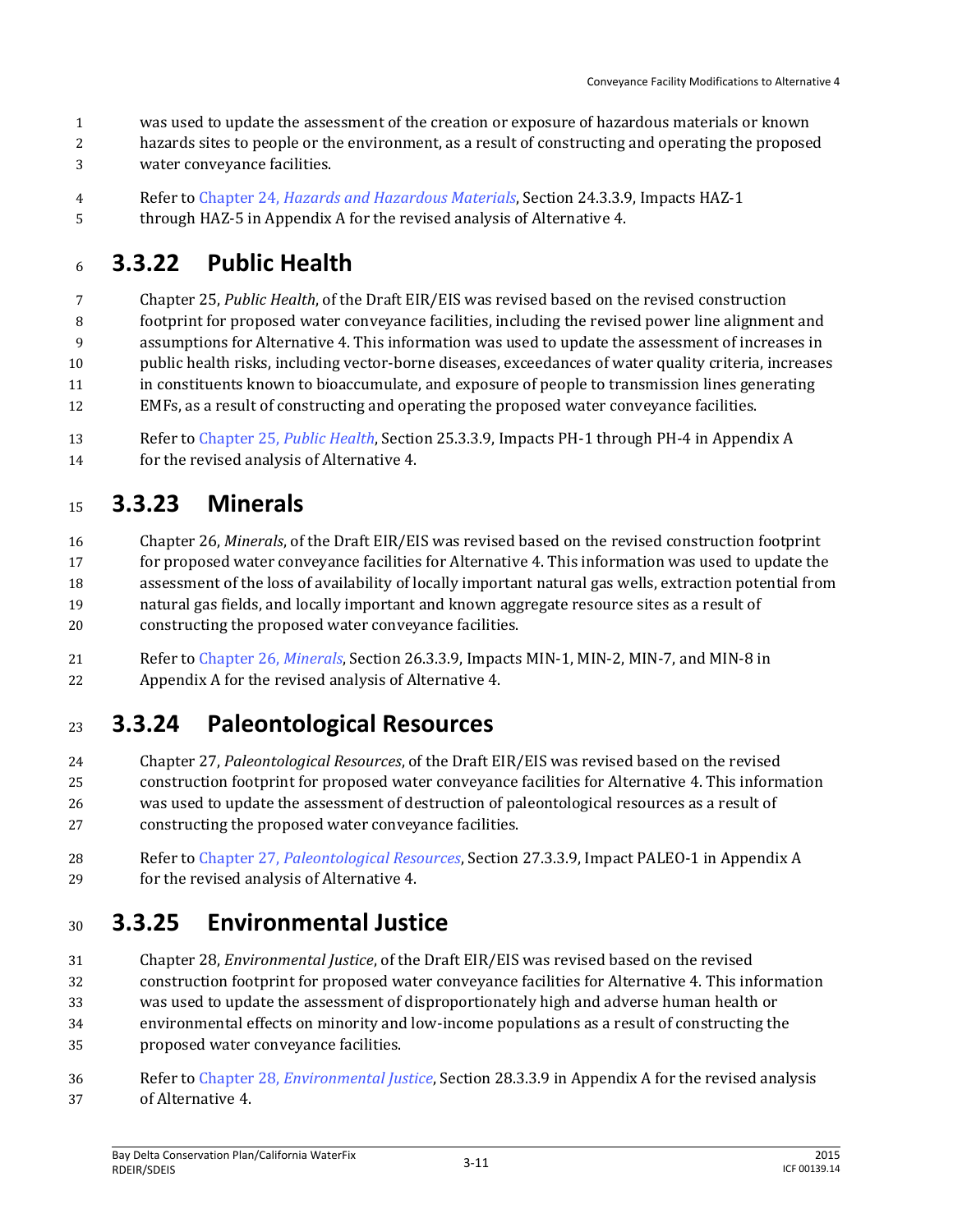was used to update the assessment of the creation or exposure of hazardous materials or known hazards sites to people or the environment, as a result of constructing and operating the proposed water conveyance facilities.

Refer to Chapter 24, *Hazards and Hazardous Materials*, Section 24.3.3.9, Impacts HAZ-1 through HAZ-5 in Appendix A for the revised analysis of Alternative 4.

## 3.3.22 Public Health

Chapter 25, *Public Health*, of the Draft EIR/EIS was revised based on the revised construction footprint for proposed water conveyance facilities, including the revised power line alignment and assumptions for Alternative 4. This information was used to update the assessment of increases in public health risks, including vector-borne diseases, exceedances of water quality criteria, increases in constituents known to bioaccumulate, and exposure of people to transmission lines generating EMFs, as a result of constructing and operating the proposed water conveyance facilities.

Refer to Chapter 25, *Public Health*, Section 25.3.3.9, Impacts PH-1 through PH-4 in Appendix A for the revised analysis of Alternative 4.

## 3.3.23 Minerals

Chapter 26, *Minerals*, of the Draft EIR/EIS was revised based on the revised construction footprint for proposed water conveyance facilities for Alternative 4. This information was used to update the assessment of the loss of availability of locally important natural gas wells, extraction potential from natural gas fields, and locally important and known aggregate resource sites as a result of constructing the proposed water conveyance facilities.

Refer to Chapter 26, *Minerals*, Section 26.3.3.9, Impacts MIN-1, MIN-2, MIN-7, and MIN-8 in Appendix A for the revised analysis of Alternative 4.

## 3.3.24 Paleontological Resources

Chapter 27, *Paleontological Resources*, of the Draft EIR/EIS was revised based on the revised construction footprint for proposed water conveyance facilities for Alternative 4. This information was used to update the assessment of destruction of paleontological resources as a result of constructing the proposed water conveyance facilities.

Refer to Chapter 27, *Paleontological Resources*, Section 27.3.3.9, Impact PALEO-1 in Appendix A for the revised analysis of Alternative 4.

## 3.3.25 Environmental Justice

Chapter 28, *Environmental Justice*, of the Draft EIR/EIS was revised based on the revised construction footprint for proposed water conveyance facilities for Alternative 4. This information was used to update the assessment of disproportionately high and adverse human health or environmental effects on minority and low-income populations as a result of constructing the proposed water conveyance facilities.

Refer to Chapter 28, *Environmental Justice*, Section 28.3.3.9 in Appendix A for the revised analysis of Alternative 4.